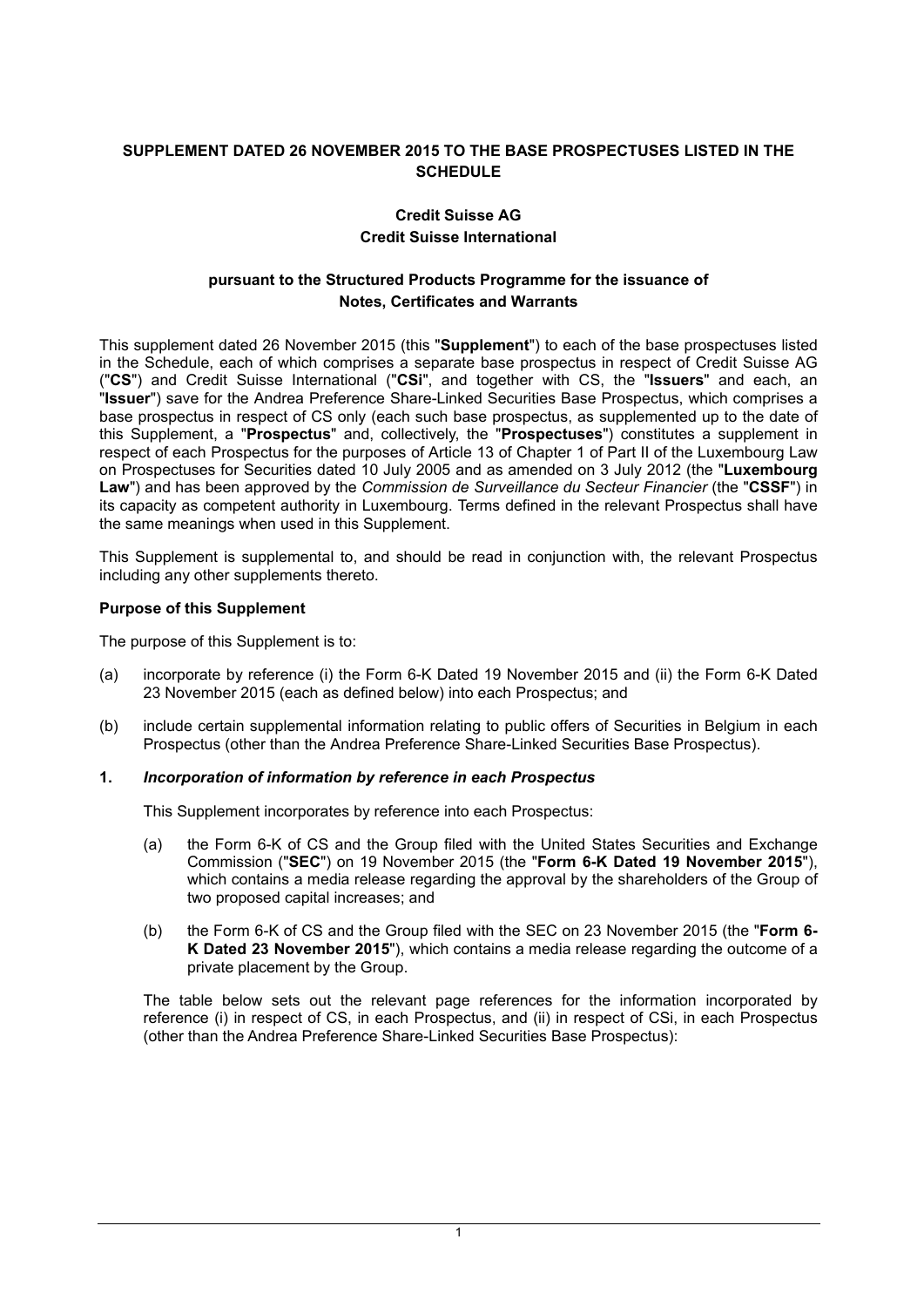**SUPPLEMENT DATED 26 NOVEMBER 2015 TO THE BASE PROSPECTUSES LISTED IN THE SCHEDULE**

**Credit Suisse AG**
**Credit Suisse International**

**pursuant to the Structured Products Programme for the issuance of Notes, Certificates and Warrants**

This supplement dated 26 November 2015 (this "**Supplement**") to each of the base prospectuses listed in the Schedule, each of which comprises a separate base prospectus in respect of Credit Suisse AG ("**CS**") and Credit Suisse International ("**CSi**", and together with CS, the "**Issuers**" and each, an "**Issuer**") save for the Andrea Preference Share-Linked Securities Base Prospectus, which comprises a base prospectus in respect of CS only (each such base prospectus, as supplemented up to the date of this Supplement, a "**Prospectus**" and, collectively, the "**Prospectuses**") constitutes a supplement in respect of each Prospectus for the purposes of Article 13 of Chapter 1 of Part II of the Luxembourg Law on Prospectuses for Securities dated 10 July 2005 and as amended on 3 July 2012 (the "**Luxembourg Law**") and has been approved by the *Commission de Surveillance du Secteur Financier* (the "**CSSF**") in its capacity as competent authority in Luxembourg. Terms defined in the relevant Prospectus shall have the same meanings when used in this Supplement.

This Supplement is supplemental to, and should be read in conjunction with, the relevant Prospectus including any other supplements thereto.

**Purpose of this Supplement**

The purpose of this Supplement is to:

(a) incorporate by reference (i) the Form 6-K Dated 19 November 2015 and (ii) the Form 6-K Dated 23 November 2015 (each as defined below) into each Prospectus; and

(b) include certain supplemental information relating to public offers of Securities in Belgium in each Prospectus (other than the Andrea Preference Share-Linked Securities Base Prospectus).

**1. *Incorporation of information by reference in each Prospectus***

This Supplement incorporates by reference into each Prospectus:

(a) the Form 6-K of CS and the Group filed with the United States Securities and Exchange Commission ("**SEC**") on 19 November 2015 (the "**Form 6-K Dated 19 November 2015**"), which contains a media release regarding the approval by the shareholders of the Group of two proposed capital increases; and

(b) the Form 6-K of CS and the Group filed with the SEC on 23 November 2015 (the "**Form 6-K Dated 23 November 2015**"), which contains a media release regarding the outcome of a private placement by the Group.

The table below sets out the relevant page references for the information incorporated by reference (i) in respect of CS, in each Prospectus, and (ii) in respect of CSi, in each Prospectus (other than the Andrea Preference Share-Linked Securities Base Prospectus):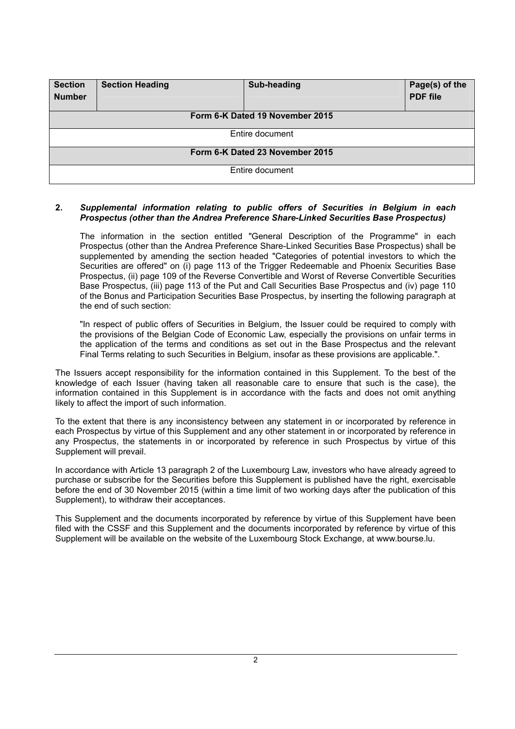| Section Number | Section Heading | Sub-heading | Page(s) of the PDF file |
|---|---|---|---|
| **Form 6-K Dated 19 November 2015** | | | |
| Entire document | | | |
| **Form 6-K Dated 23 November 2015** | | | |
| Entire document | | | |

**2. *Supplemental information relating to public offers of Securities in Belgium in each Prospectus (other than the Andrea Preference Share-Linked Securities Base Prospectus)***

The information in the section entitled "General Description of the Programme" in each Prospectus (other than the Andrea Preference Share-Linked Securities Base Prospectus) shall be supplemented by amending the section headed "Categories of potential investors to which the Securities are offered" on (i) page 113 of the Trigger Redeemable and Phoenix Securities Base Prospectus, (ii) page 109 of the Reverse Convertible and Worst of Reverse Convertible Securities Base Prospectus, (iii) page 113 of the Put and Call Securities Base Prospectus and (iv) page 110 of the Bonus and Participation Securities Base Prospectus, by inserting the following paragraph at the end of such section:

"In respect of public offers of Securities in Belgium, the Issuer could be required to comply with the provisions of the Belgian Code of Economic Law, especially the provisions on unfair terms in the application of the terms and conditions as set out in the Base Prospectus and the relevant Final Terms relating to such Securities in Belgium, insofar as these provisions are applicable.".

The Issuers accept responsibility for the information contained in this Supplement. To the best of the knowledge of each Issuer (having taken all reasonable care to ensure that such is the case), the information contained in this Supplement is in accordance with the facts and does not omit anything likely to affect the import of such information.

To the extent that there is any inconsistency between any statement in or incorporated by reference in each Prospectus by virtue of this Supplement and any other statement in or incorporated by reference in any Prospectus, the statements in or incorporated by reference in such Prospectus by virtue of this Supplement will prevail.

In accordance with Article 13 paragraph 2 of the Luxembourg Law, investors who have already agreed to purchase or subscribe for the Securities before this Supplement is published have the right, exercisable before the end of 30 November 2015 (within a time limit of two working days after the publication of this Supplement), to withdraw their acceptances.

This Supplement and the documents incorporated by reference by virtue of this Supplement have been filed with the CSSF and this Supplement and the documents incorporated by reference by virtue of this Supplement will be available on the website of the Luxembourg Stock Exchange, at www.bourse.lu.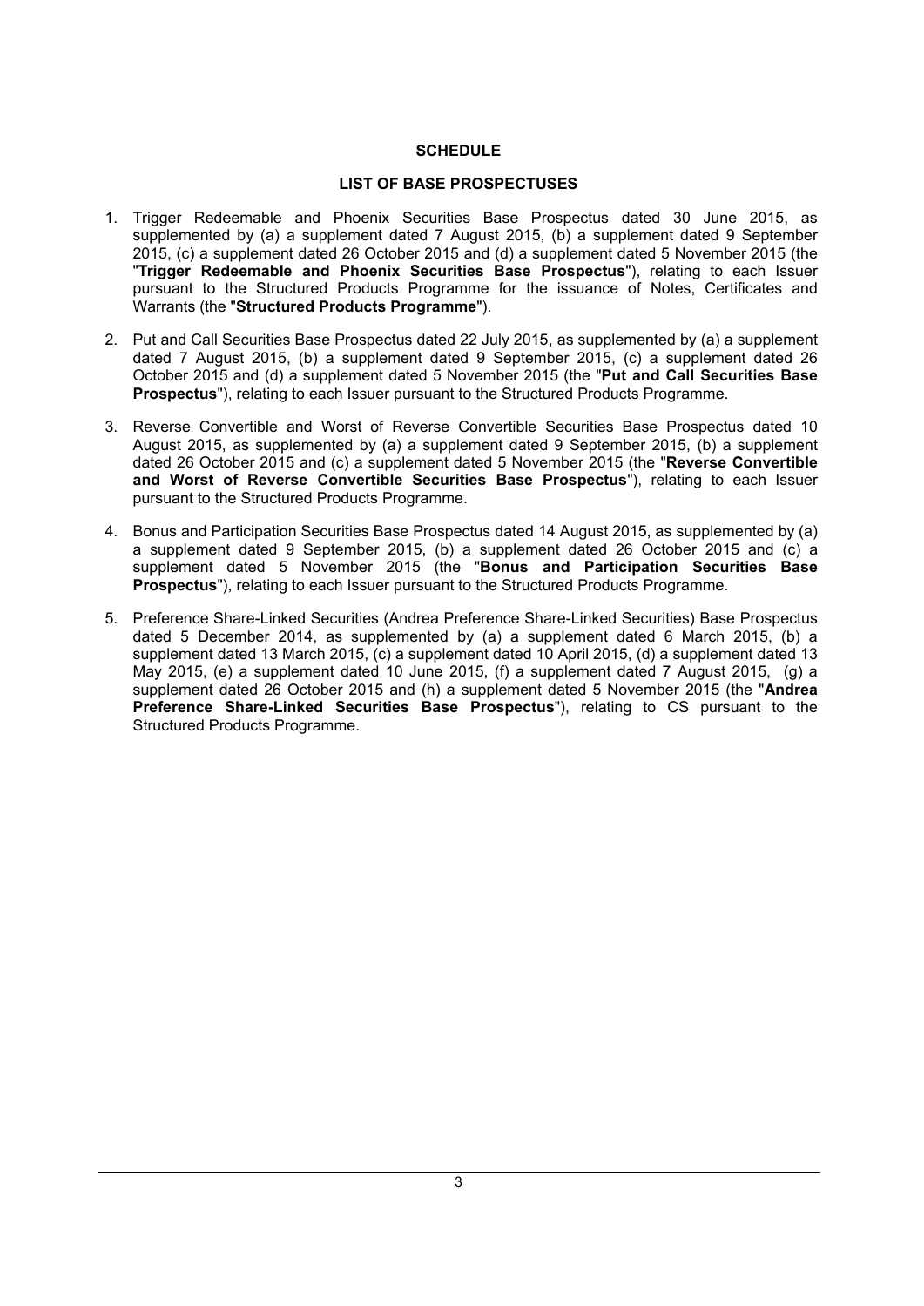**SCHEDULE**

**LIST OF BASE PROSPECTUSES**

1. Trigger Redeemable and Phoenix Securities Base Prospectus dated 30 June 2015, as supplemented by (a) a supplement dated 7 August 2015, (b) a supplement dated 9 September 2015, (c) a supplement dated 26 October 2015 and (d) a supplement dated 5 November 2015 (the "**Trigger Redeemable and Phoenix Securities Base Prospectus**"), relating to each Issuer pursuant to the Structured Products Programme for the issuance of Notes, Certificates and Warrants (the "**Structured Products Programme**").

2. Put and Call Securities Base Prospectus dated 22 July 2015, as supplemented by (a) a supplement dated 7 August 2015, (b) a supplement dated 9 September 2015, (c) a supplement dated 26 October 2015 and (d) a supplement dated 5 November 2015 (the "**Put and Call Securities Base Prospectus**"), relating to each Issuer pursuant to the Structured Products Programme.

3. Reverse Convertible and Worst of Reverse Convertible Securities Base Prospectus dated 10 August 2015, as supplemented by (a) a supplement dated 9 September 2015, (b) a supplement dated 26 October 2015 and (c) a supplement dated 5 November 2015 (the "**Reverse Convertible and Worst of Reverse Convertible Securities Base Prospectus**"), relating to each Issuer pursuant to the Structured Products Programme.

4. Bonus and Participation Securities Base Prospectus dated 14 August 2015, as supplemented by (a) a supplement dated 9 September 2015, (b) a supplement dated 26 October 2015 and (c) a supplement dated 5 November 2015 (the "**Bonus and Participation Securities Base Prospectus**"), relating to each Issuer pursuant to the Structured Products Programme.

5. Preference Share-Linked Securities (Andrea Preference Share-Linked Securities) Base Prospectus dated 5 December 2014, as supplemented by (a) a supplement dated 6 March 2015, (b) a supplement dated 13 March 2015, (c) a supplement dated 10 April 2015, (d) a supplement dated 13 May 2015, (e) a supplement dated 10 June 2015, (f) a supplement dated 7 August 2015, (g) a supplement dated 26 October 2015 and (h) a supplement dated 5 November 2015 (the "**Andrea Preference Share-Linked Securities Base Prospectus**"), relating to CS pursuant to the Structured Products Programme.